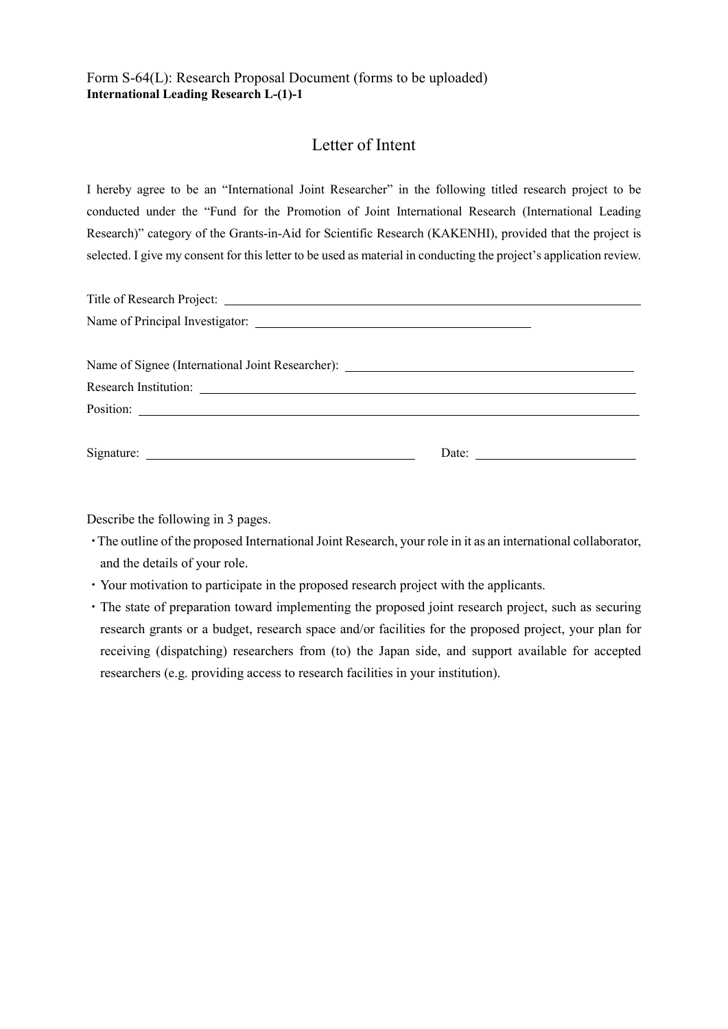Form S-64(L): Research Proposal Document (forms to be uploaded)
**International Leading Research L-(1)-1**

# Letter of Intent

I hereby agree to be an "International Joint Researcher" in the following titled research project to be conducted under the "Fund for the Promotion of Joint International Research (International Leading Research)" category of the Grants-in-Aid for Scientific Research (KAKENHI), provided that the project is selected. I give my consent for this letter to be used as material in conducting the project's application review.

Title of Research Project: ______________________________

Name of Principal Investigator: ______________________________

Name of Signee (International Joint Researcher): ______________________________

Research Institution: ______________________________

Position: ______________________________

Signature: ______________________________ Date: ______________

Describe the following in 3 pages.

- The outline of the proposed International Joint Research, your role in it as an international collaborator, and the details of your role.
- Your motivation to participate in the proposed research project with the applicants.
- The state of preparation toward implementing the proposed joint research project, such as securing research grants or a budget, research space and/or facilities for the proposed project, your plan for receiving (dispatching) researchers from (to) the Japan side, and support available for accepted researchers (e.g. providing access to research facilities in your institution).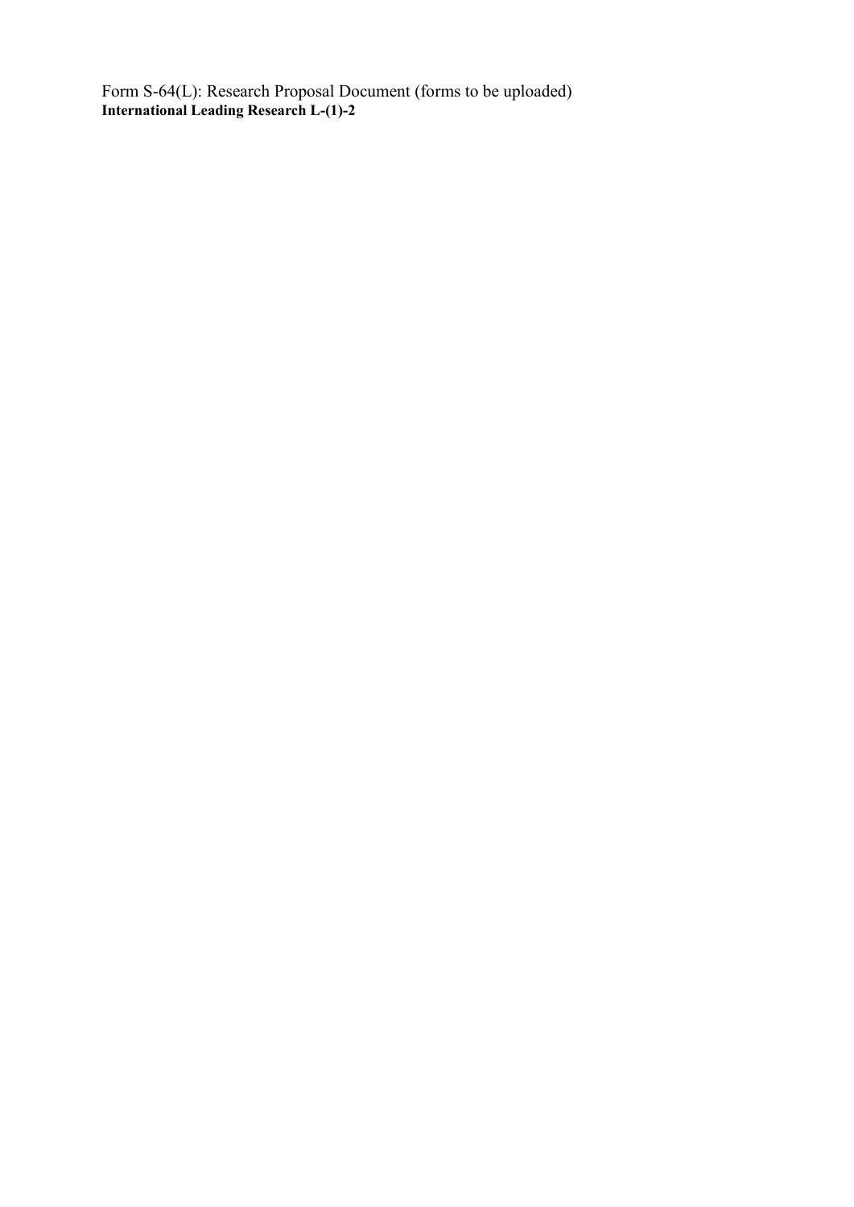Form S-64(L): Research Proposal Document (forms to be uploaded)
**International Leading Research L-(1)-2**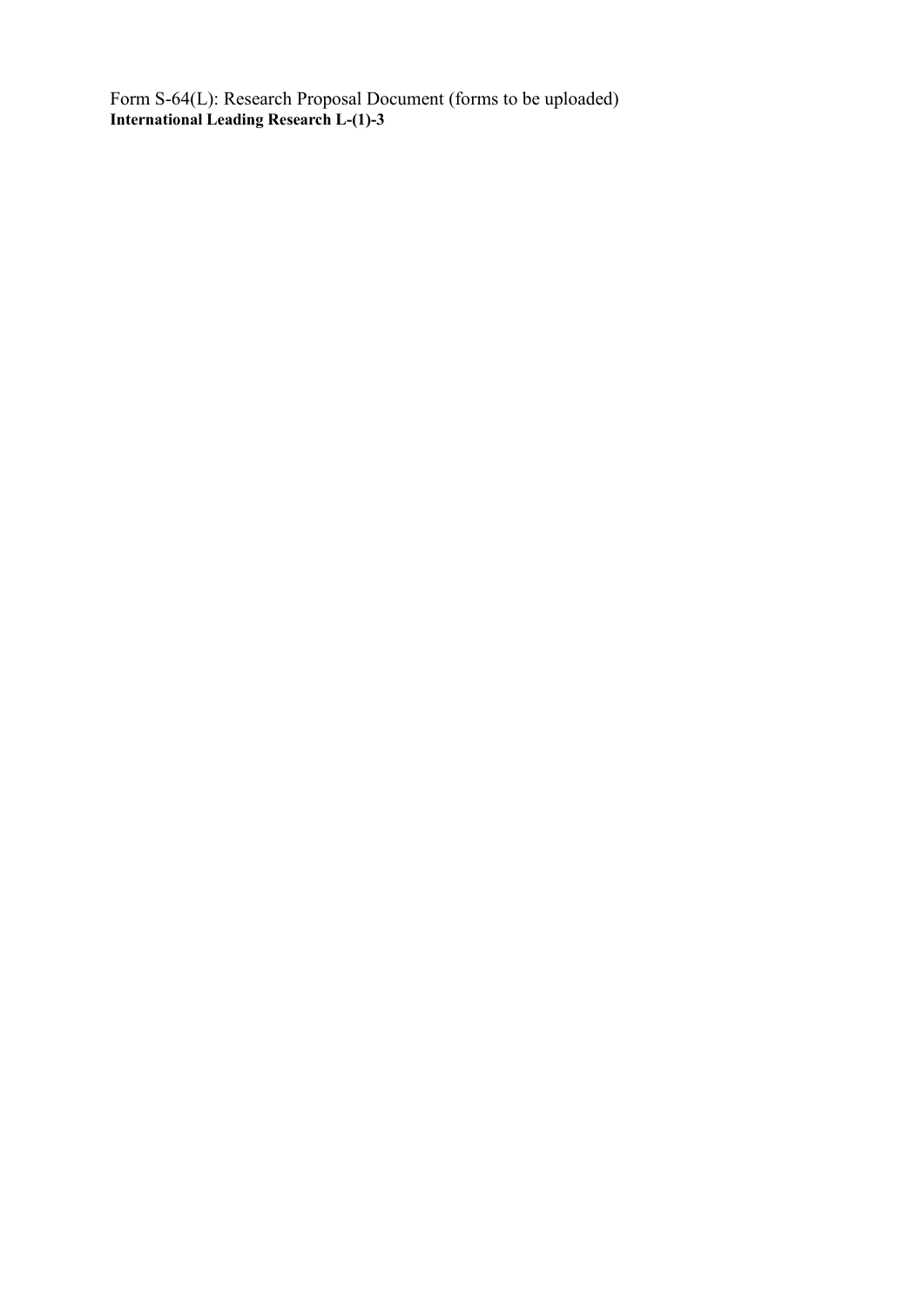Form S-64(L): Research Proposal Document (forms to be uploaded)

**International Leading Research L-(1)-3**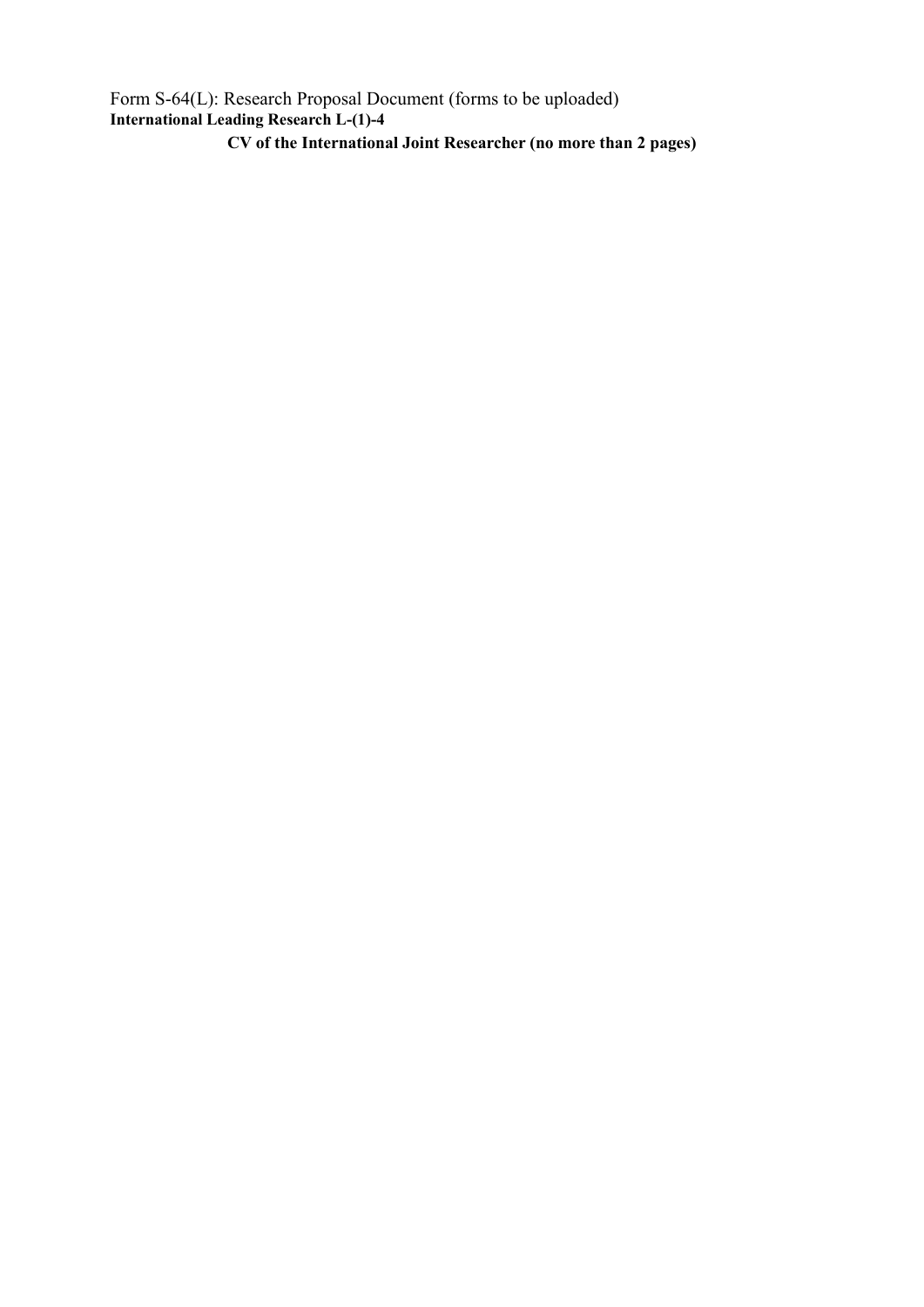Form S-64(L): Research Proposal Document (forms to be uploaded)

**International Leading Research L-(1)-4**

**CV of the International Joint Researcher (no more than 2 pages)**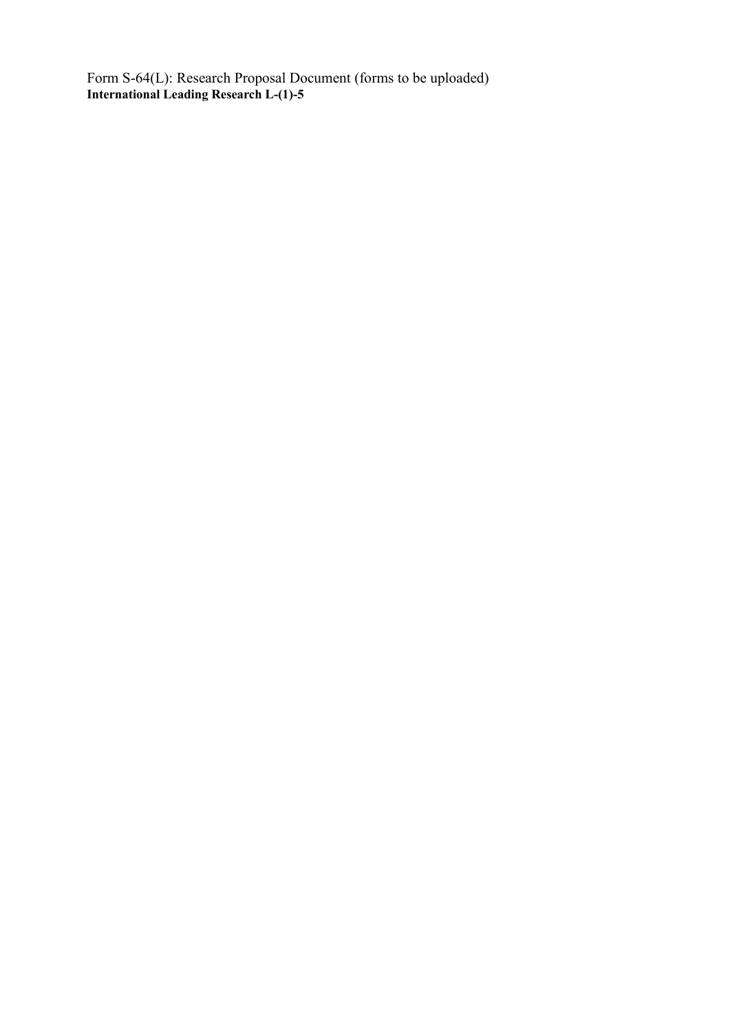Form S-64(L): Research Proposal Document (forms to be uploaded)

**International Leading Research L-(1)-5**